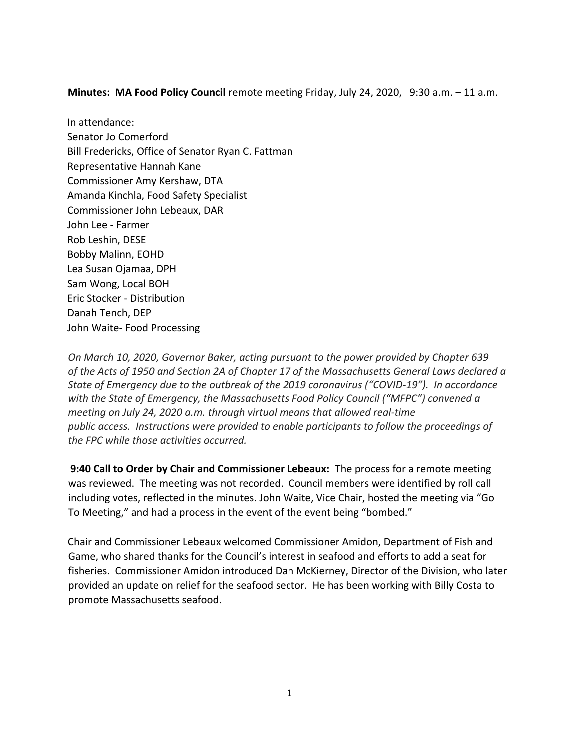**Minutes: MA Food Policy Council** remote meeting Friday, July 24, 2020, 9:30 a.m. – 11 a.m.

In attendance:
Senator Jo Comerford
Bill Fredericks, Office of Senator Ryan C. Fattman
Representative Hannah Kane
Commissioner Amy Kershaw, DTA
Amanda Kinchla, Food Safety Specialist
Commissioner John Lebeaux, DAR
John Lee - Farmer
Rob Leshin, DESE
Bobby Malinn, EOHD
Lea Susan Ojamaa, DPH
Sam Wong, Local BOH
Eric Stocker - Distribution
Danah Tench, DEP
John Waite- Food Processing

*On March 10, 2020, Governor Baker, acting pursuant to the power provided by Chapter 639 of the Acts of 1950 and Section 2A of Chapter 17 of the Massachusetts General Laws declared a State of Emergency due to the outbreak of the 2019 coronavirus ("COVID-19"). In accordance with the State of Emergency, the Massachusetts Food Policy Council ("MFPC") convened a meeting on July 24, 2020 a.m. through virtual means that allowed real-time public access. Instructions were provided to enable participants to follow the proceedings of the FPC while those activities occurred.*

**9:40 Call to Order by Chair and Commissioner Lebeaux:** The process for a remote meeting was reviewed. The meeting was not recorded. Council members were identified by roll call including votes, reflected in the minutes. John Waite, Vice Chair, hosted the meeting via "Go To Meeting," and had a process in the event of the event being "bombed."

Chair and Commissioner Lebeaux welcomed Commissioner Amidon, Department of Fish and Game, who shared thanks for the Council's interest in seafood and efforts to add a seat for fisheries. Commissioner Amidon introduced Dan McKierney, Director of the Division, who later provided an update on relief for the seafood sector. He has been working with Billy Costa to promote Massachusetts seafood.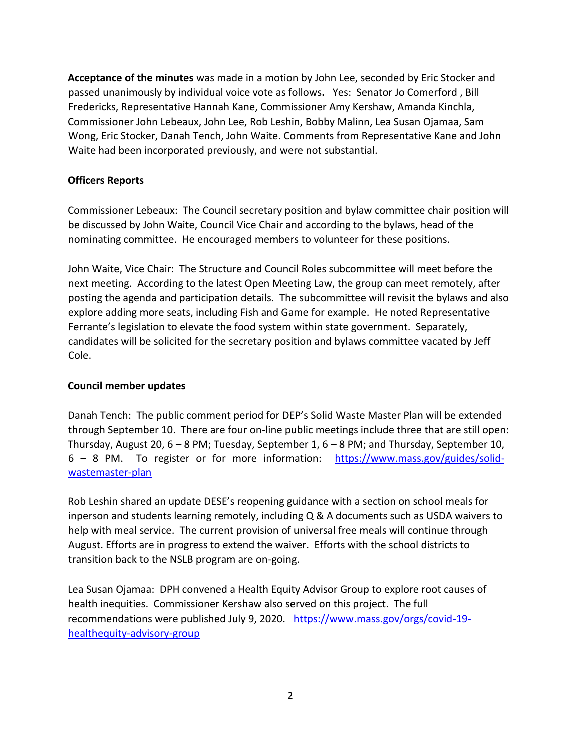**Acceptance of the minutes** was made in a motion by John Lee, seconded by Eric Stocker and passed unanimously by individual voice vote as follows. Yes: Senator Jo Comerford , Bill Fredericks, Representative Hannah Kane, Commissioner Amy Kershaw, Amanda Kinchla, Commissioner John Lebeaux, John Lee, Rob Leshin, Bobby Malinn, Lea Susan Ojamaa, Sam Wong, Eric Stocker, Danah Tench, John Waite. Comments from Representative Kane and John Waite had been incorporated previously, and were not substantial.

**Officers Reports**

Commissioner Lebeaux: The Council secretary position and bylaw committee chair position will be discussed by John Waite, Council Vice Chair and according to the bylaws, head of the nominating committee. He encouraged members to volunteer for these positions.

John Waite, Vice Chair: The Structure and Council Roles subcommittee will meet before the next meeting. According to the latest Open Meeting Law, the group can meet remotely, after posting the agenda and participation details. The subcommittee will revisit the bylaws and also explore adding more seats, including Fish and Game for example. He noted Representative Ferrante's legislation to elevate the food system within state government. Separately, candidates will be solicited for the secretary position and bylaws committee vacated by Jeff Cole.

**Council member updates**

Danah Tench: The public comment period for DEP's Solid Waste Master Plan will be extended through September 10. There are four on-line public meetings include three that are still open: Thursday, August 20, 6 – 8 PM; Tuesday, September 1, 6 – 8 PM; and Thursday, September 10, 6 – 8 PM. To register or for more information: https://www.mass.gov/guides/solid-wastemaster-plan

Rob Leshin shared an update DESE's reopening guidance with a section on school meals for inperson and students learning remotely, including Q & A documents such as USDA waivers to help with meal service. The current provision of universal free meals will continue through August. Efforts are in progress to extend the waiver. Efforts with the school districts to transition back to the NSLB program are on-going.

Lea Susan Ojamaa: DPH convened a Health Equity Advisor Group to explore root causes of health inequities. Commissioner Kershaw also served on this project. The full recommendations were published July 9, 2020. https://www.mass.gov/orgs/covid-19-healthequity-advisory-group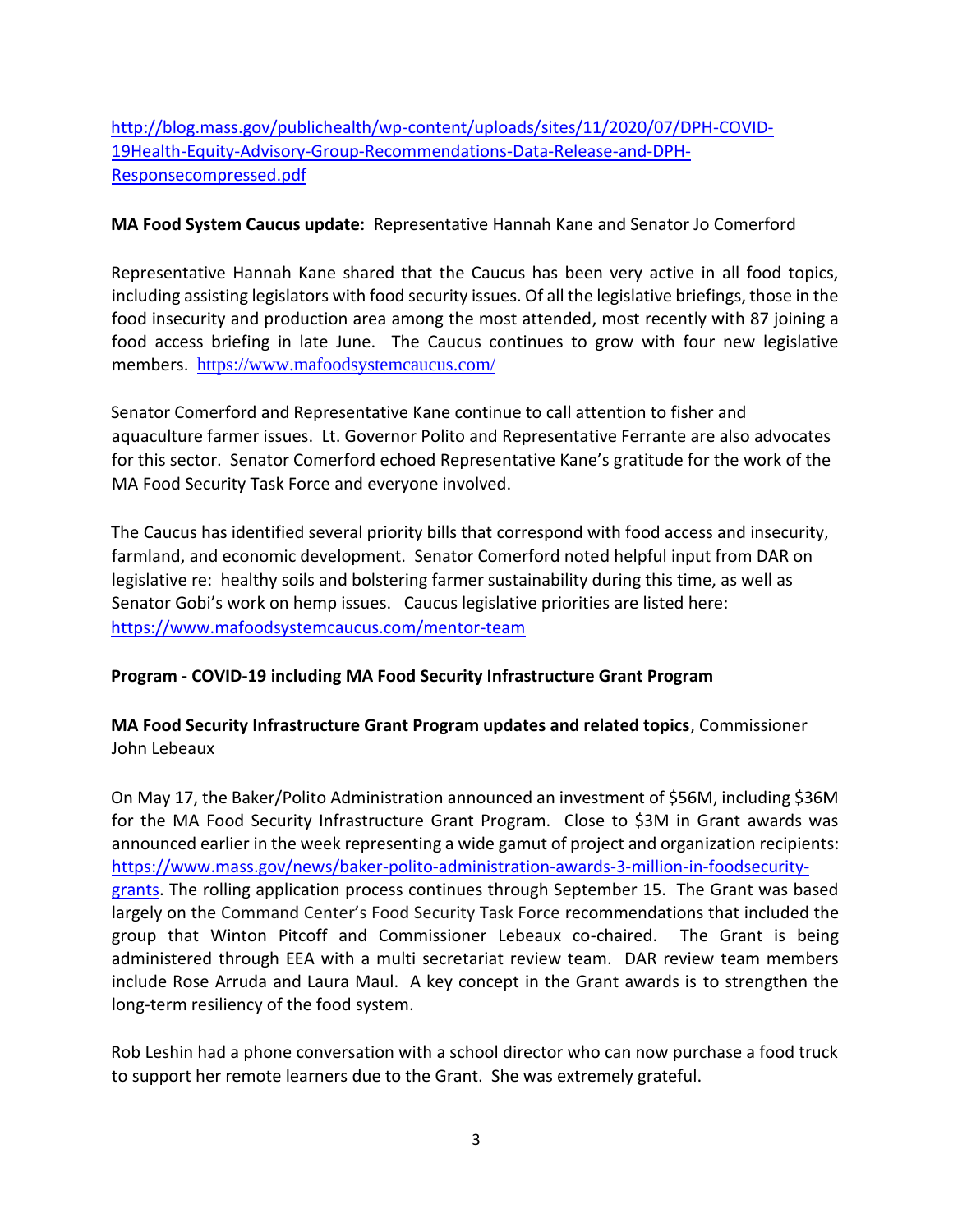http://blog.mass.gov/publichealth/wp-content/uploads/sites/11/2020/07/DPH-COVID-19Health-Equity-Advisory-Group-Recommendations-Data-Release-and-DPH-Responsecompressed.pdf

**MA Food System Caucus update:** Representative Hannah Kane and Senator Jo Comerford

Representative Hannah Kane shared that the Caucus has been very active in all food topics, including assisting legislators with food security issues. Of all the legislative briefings, those in the food insecurity and production area among the most attended, most recently with 87 joining a food access briefing in late June. The Caucus continues to grow with four new legislative members. https://www.mafoodsystemcaucus.com/

Senator Comerford and Representative Kane continue to call attention to fisher and aquaculture farmer issues. Lt. Governor Polito and Representative Ferrante are also advocates for this sector. Senator Comerford echoed Representative Kane's gratitude for the work of the MA Food Security Task Force and everyone involved.

The Caucus has identified several priority bills that correspond with food access and insecurity, farmland, and economic development. Senator Comerford noted helpful input from DAR on legislative re: healthy soils and bolstering farmer sustainability during this time, as well as Senator Gobi's work on hemp issues. Caucus legislative priorities are listed here: https://www.mafoodsystemcaucus.com/mentor-team

**Program - COVID-19 including MA Food Security Infrastructure Grant Program**

**MA Food Security Infrastructure Grant Program updates and related topics**, Commissioner John Lebeaux

On May 17, the Baker/Polito Administration announced an investment of $56M, including $36M for the MA Food Security Infrastructure Grant Program. Close to $3M in Grant awards was announced earlier in the week representing a wide gamut of project and organization recipients: https://www.mass.gov/news/baker-polito-administration-awards-3-million-in-foodsecurity-grants. The rolling application process continues through September 15. The Grant was based largely on the Command Center's Food Security Task Force recommendations that included the group that Winton Pitcoff and Commissioner Lebeaux co-chaired. The Grant is being administered through EEA with a multi secretariat review team. DAR review team members include Rose Arruda and Laura Maul. A key concept in the Grant awards is to strengthen the long-term resiliency of the food system.

Rob Leshin had a phone conversation with a school director who can now purchase a food truck to support her remote learners due to the Grant. She was extremely grateful.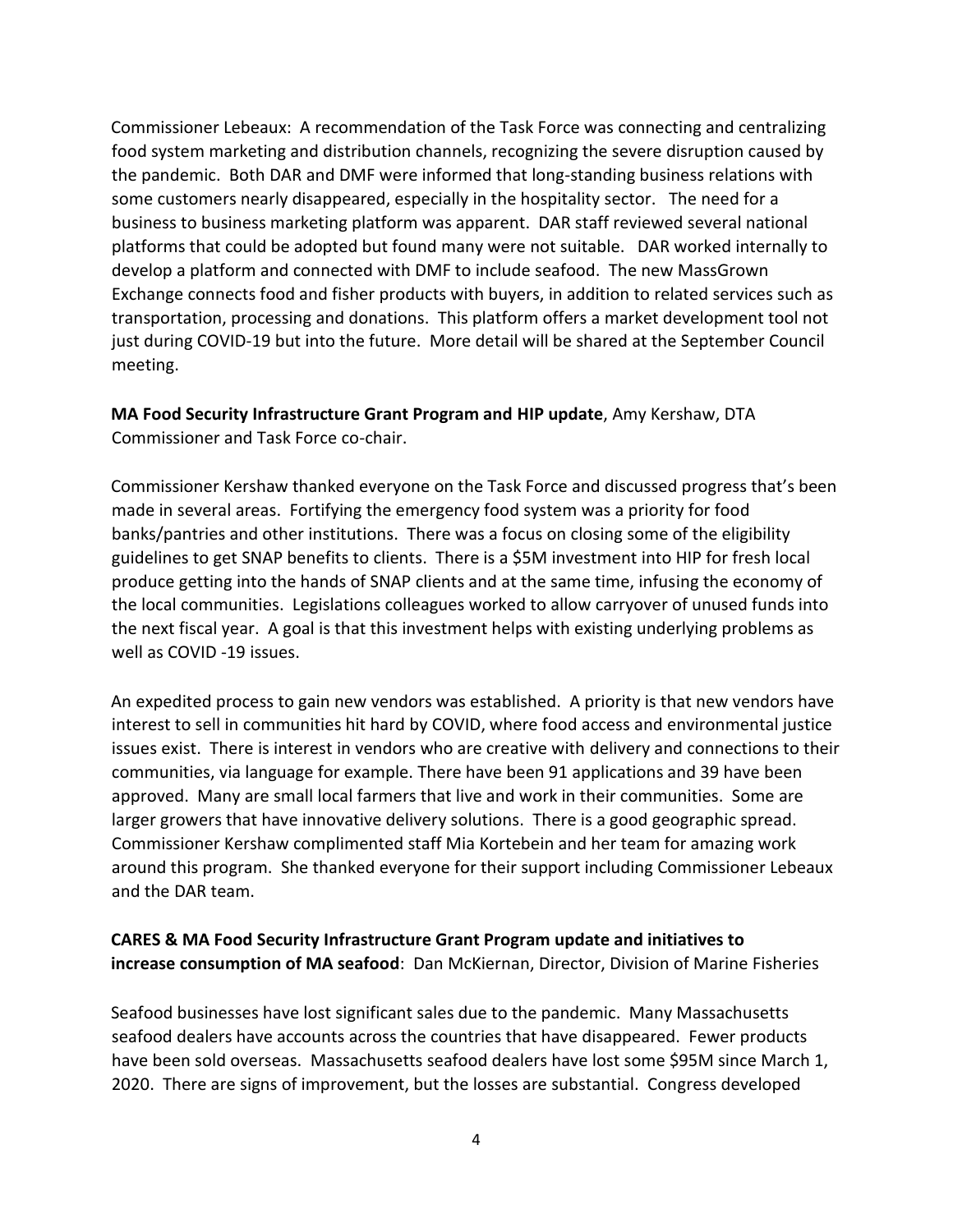Commissioner Lebeaux: A recommendation of the Task Force was connecting and centralizing food system marketing and distribution channels, recognizing the severe disruption caused by the pandemic. Both DAR and DMF were informed that long-standing business relations with some customers nearly disappeared, especially in the hospitality sector. The need for a business to business marketing platform was apparent. DAR staff reviewed several national platforms that could be adopted but found many were not suitable. DAR worked internally to develop a platform and connected with DMF to include seafood. The new MassGrown Exchange connects food and fisher products with buyers, in addition to related services such as transportation, processing and donations. This platform offers a market development tool not just during COVID-19 but into the future. More detail will be shared at the September Council meeting.

**MA Food Security Infrastructure Grant Program and HIP update**, Amy Kershaw, DTA Commissioner and Task Force co-chair.

Commissioner Kershaw thanked everyone on the Task Force and discussed progress that's been made in several areas. Fortifying the emergency food system was a priority for food banks/pantries and other institutions. There was a focus on closing some of the eligibility guidelines to get SNAP benefits to clients. There is a $5M investment into HIP for fresh local produce getting into the hands of SNAP clients and at the same time, infusing the economy of the local communities. Legislations colleagues worked to allow carryover of unused funds into the next fiscal year. A goal is that this investment helps with existing underlying problems as well as COVID -19 issues.

An expedited process to gain new vendors was established. A priority is that new vendors have interest to sell in communities hit hard by COVID, where food access and environmental justice issues exist. There is interest in vendors who are creative with delivery and connections to their communities, via language for example. There have been 91 applications and 39 have been approved. Many are small local farmers that live and work in their communities. Some are larger growers that have innovative delivery solutions. There is a good geographic spread. Commissioner Kershaw complimented staff Mia Kortebein and her team for amazing work around this program. She thanked everyone for their support including Commissioner Lebeaux and the DAR team.

**CARES & MA Food Security Infrastructure Grant Program update and initiatives to increase consumption of MA seafood**: Dan McKiernan, Director, Division of Marine Fisheries

Seafood businesses have lost significant sales due to the pandemic. Many Massachusetts seafood dealers have accounts across the countries that have disappeared. Fewer products have been sold overseas. Massachusetts seafood dealers have lost some $95M since March 1, 2020. There are signs of improvement, but the losses are substantial. Congress developed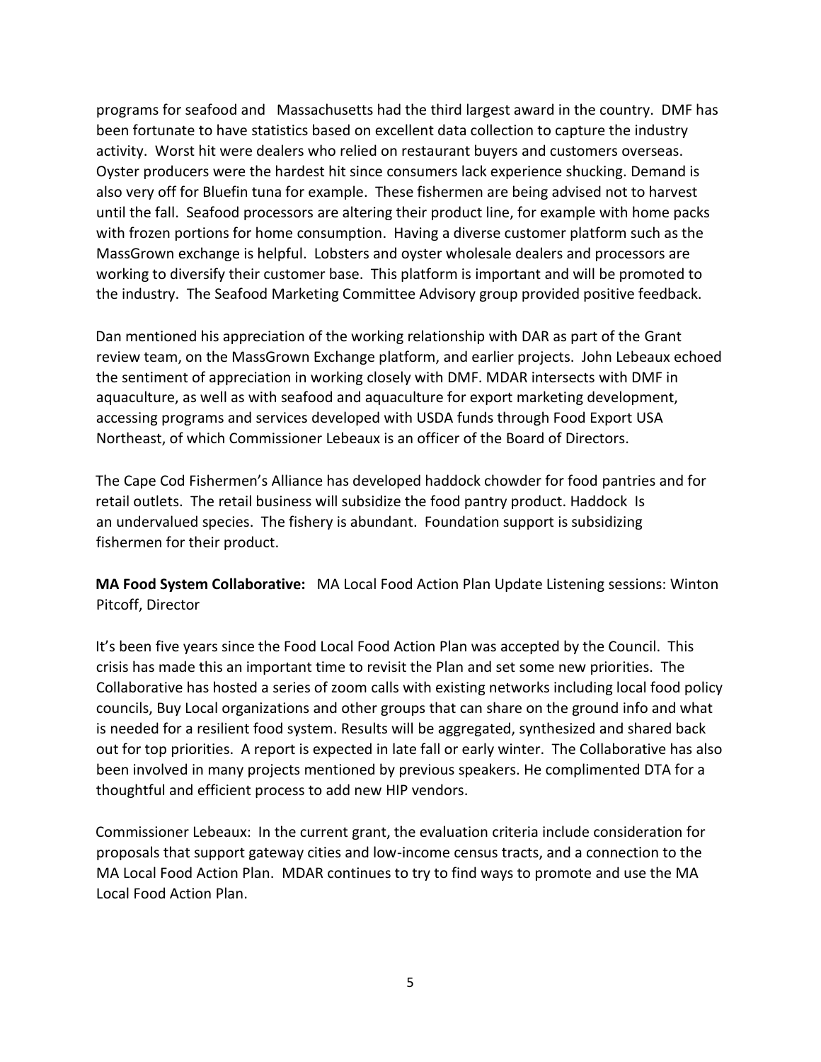programs for seafood and Massachusetts had the third largest award in the country. DMF has been fortunate to have statistics based on excellent data collection to capture the industry activity. Worst hit were dealers who relied on restaurant buyers and customers overseas. Oyster producers were the hardest hit since consumers lack experience shucking. Demand is also very off for Bluefin tuna for example. These fishermen are being advised not to harvest until the fall. Seafood processors are altering their product line, for example with home packs with frozen portions for home consumption. Having a diverse customer platform such as the MassGrown exchange is helpful. Lobsters and oyster wholesale dealers and processors are working to diversify their customer base. This platform is important and will be promoted to the industry. The Seafood Marketing Committee Advisory group provided positive feedback.

Dan mentioned his appreciation of the working relationship with DAR as part of the Grant review team, on the MassGrown Exchange platform, and earlier projects. John Lebeaux echoed the sentiment of appreciation in working closely with DMF. MDAR intersects with DMF in aquaculture, as well as with seafood and aquaculture for export marketing development, accessing programs and services developed with USDA funds through Food Export USA Northeast, of which Commissioner Lebeaux is an officer of the Board of Directors.

The Cape Cod Fishermen's Alliance has developed haddock chowder for food pantries and for retail outlets. The retail business will subsidize the food pantry product. Haddock Is an undervalued species. The fishery is abundant. Foundation support is subsidizing fishermen for their product.

**MA Food System Collaborative:** MA Local Food Action Plan Update Listening sessions: Winton Pitcoff, Director

It's been five years since the Food Local Food Action Plan was accepted by the Council. This crisis has made this an important time to revisit the Plan and set some new priorities. The Collaborative has hosted a series of zoom calls with existing networks including local food policy councils, Buy Local organizations and other groups that can share on the ground info and what is needed for a resilient food system. Results will be aggregated, synthesized and shared back out for top priorities. A report is expected in late fall or early winter. The Collaborative has also been involved in many projects mentioned by previous speakers. He complimented DTA for a thoughtful and efficient process to add new HIP vendors.

Commissioner Lebeaux: In the current grant, the evaluation criteria include consideration for proposals that support gateway cities and low-income census tracts, and a connection to the MA Local Food Action Plan. MDAR continues to try to find ways to promote and use the MA Local Food Action Plan.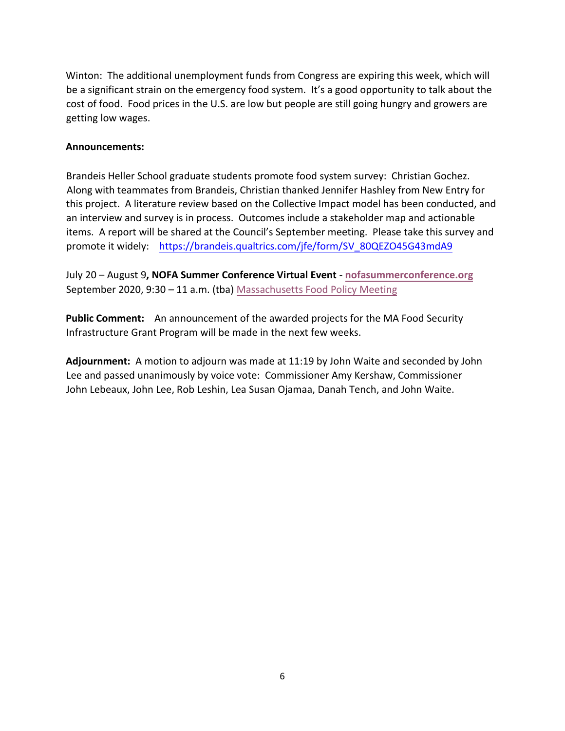Winton: The additional unemployment funds from Congress are expiring this week, which will be a significant strain on the emergency food system. It's a good opportunity to talk about the cost of food. Food prices in the U.S. are low but people are still going hungry and growers are getting low wages.

**Announcements:**

Brandeis Heller School graduate students promote food system survey: Christian Gochez. Along with teammates from Brandeis, Christian thanked Jennifer Hashley from New Entry for this project. A literature review based on the Collective Impact model has been conducted, and an interview and survey is in process. Outcomes include a stakeholder map and actionable items. A report will be shared at the Council's September meeting. Please take this survey and promote it widely: https://brandeis.qualtrics.com/jfe/form/SV_80QEZO45G43mdA9

July 20 – August 9**, NOFA Summer Conference Virtual Event** - **nofasummerconference.org**
September 2020, 9:30 – 11 a.m. (tba) Massachusetts Food Policy Meeting

**Public Comment:** An announcement of the awarded projects for the MA Food Security Infrastructure Grant Program will be made in the next few weeks.

**Adjournment:** A motion to adjourn was made at 11:19 by John Waite and seconded by John Lee and passed unanimously by voice vote: Commissioner Amy Kershaw, Commissioner John Lebeaux, John Lee, Rob Leshin, Lea Susan Ojamaa, Danah Tench, and John Waite.